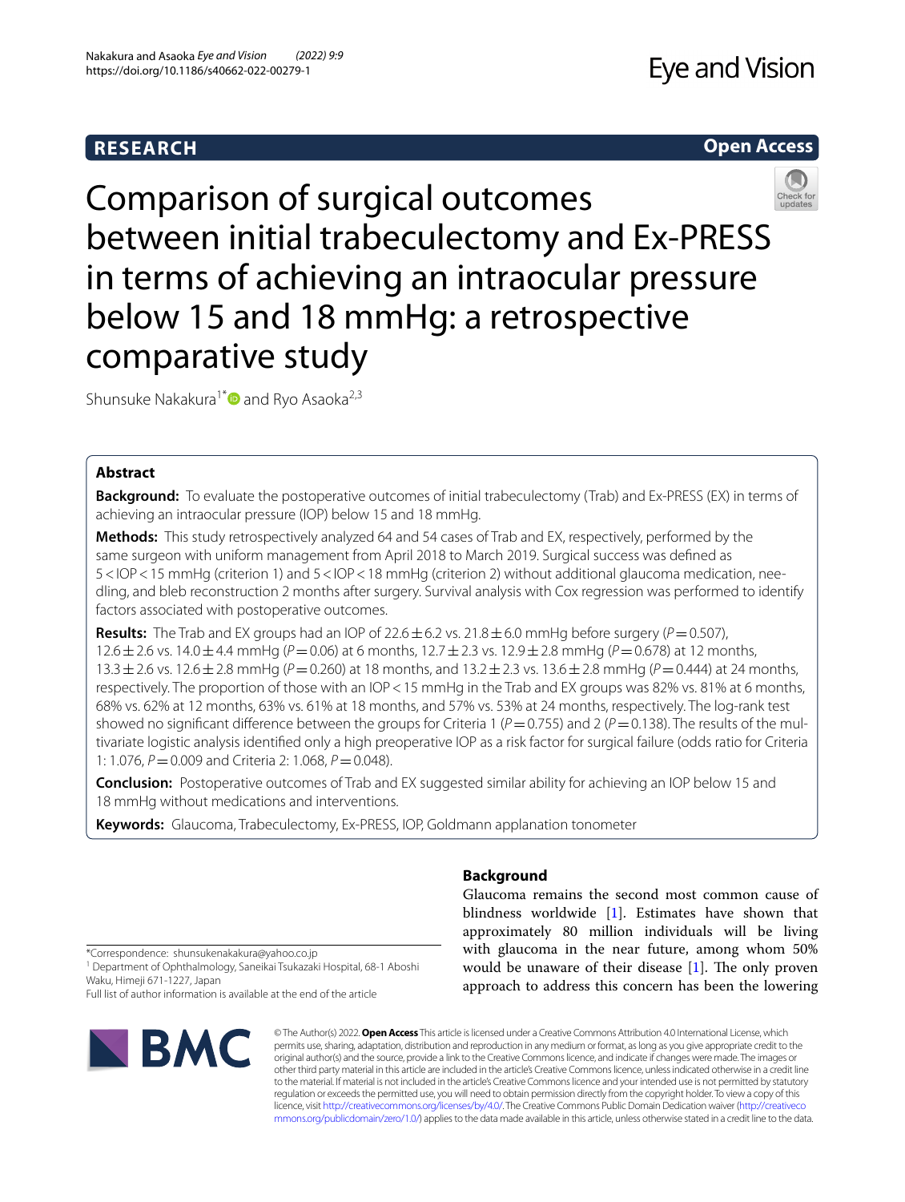RESEARCH

Open Access

# Comparison of surgical outcomes between initial trabeculectomy and Ex-PRESS in terms of achieving an intraocular pressure below 15 and 18 mmHg: a retrospective comparative study

Shunsuke Nakakura[1*] and Ryo Asaoka[2,3]

## Abstract

**Background:** To evaluate the postoperative outcomes of initial trabeculectomy (Trab) and Ex-PRESS (EX) in terms of achieving an intraocular pressure (IOP) below 15 and 18 mmHg.

**Methods:** This study retrospectively analyzed 64 and 54 cases of Trab and EX, respectively, performed by the same surgeon with uniform management from April 2018 to March 2019. Surgical success was defined as 5 < IOP < 15 mmHg (criterion 1) and 5 < IOP < 18 mmHg (criterion 2) without additional glaucoma medication, needling, and bleb reconstruction 2 months after surgery. Survival analysis with Cox regression was performed to identify factors associated with postoperative outcomes.

**Results:** The Trab and EX groups had an IOP of 22.6 ± 6.2 vs. 21.8 ± 6.0 mmHg before surgery ($P = 0.507$), 12.6 ± 2.6 vs. 14.0 ± 4.4 mmHg ($P = 0.06$) at 6 months, 12.7 ± 2.3 vs. 12.9 ± 2.8 mmHg ($P = 0.678$) at 12 months, 13.3 ± 2.6 vs. 12.6 ± 2.8 mmHg ($P = 0.260$) at 18 months, and 13.2 ± 2.3 vs. 13.6 ± 2.8 mmHg ($P = 0.444$) at 24 months, respectively. The proportion of those with an IOP < 15 mmHg in the Trab and EX groups was 82% vs. 81% at 6 months, 68% vs. 62% at 12 months, 63% vs. 61% at 18 months, and 57% vs. 53% at 24 months, respectively. The log-rank test showed no significant difference between the groups for Criteria 1 ($P = 0.755$) and 2 ($P = 0.138$). The results of the multivariate logistic analysis identified only a high preoperative IOP as a risk factor for surgical failure (odds ratio for Criteria 1: 1.076, $P = 0.009$ and Criteria 2: 1.068, $P = 0.048$).

**Conclusion:** Postoperative outcomes of Trab and EX suggested similar ability for achieving an IOP below 15 and 18 mmHg without medications and interventions.

**Keywords:** Glaucoma, Trabeculectomy, Ex-PRESS, IOP, Goldmann applanation tonometer

## Background

Glaucoma remains the second most common cause of blindness worldwide [1]. Estimates have shown that approximately 80 million individuals will be living with glaucoma in the near future, among whom 50% would be unaware of their disease [1]. The only proven approach to address this concern has been the lowering

*Correspondence: shunsukenakakura@yahoo.co.jp
[1] Department of Ophthalmology, Saneikai Tsukazaki Hospital, 68-1 Aboshi Waku, Himeji 671-1227, Japan
Full list of author information is available at the end of the article

© The Author(s) 2022. **Open Access** This article is licensed under a Creative Commons Attribution 4.0 International License, which permits use, sharing, adaptation, distribution and reproduction in any medium or format, as long as you give appropriate credit to the original author(s) and the source, provide a link to the Creative Commons licence, and indicate if changes were made. The images or other third party material in this article are included in the article's Creative Commons licence, unless indicated otherwise in a credit line to the material. If material is not included in the article's Creative Commons licence and your intended use is not permitted by statutory regulation or exceeds the permitted use, you will need to obtain permission directly from the copyright holder. To view a copy of this licence, visit http://creativecommons.org/licenses/by/4.0/. The Creative Commons Public Domain Dedication waiver (http://creativecommons.org/publicdomain/zero/1.0/) applies to the data made available in this article, unless otherwise stated in a credit line to the data.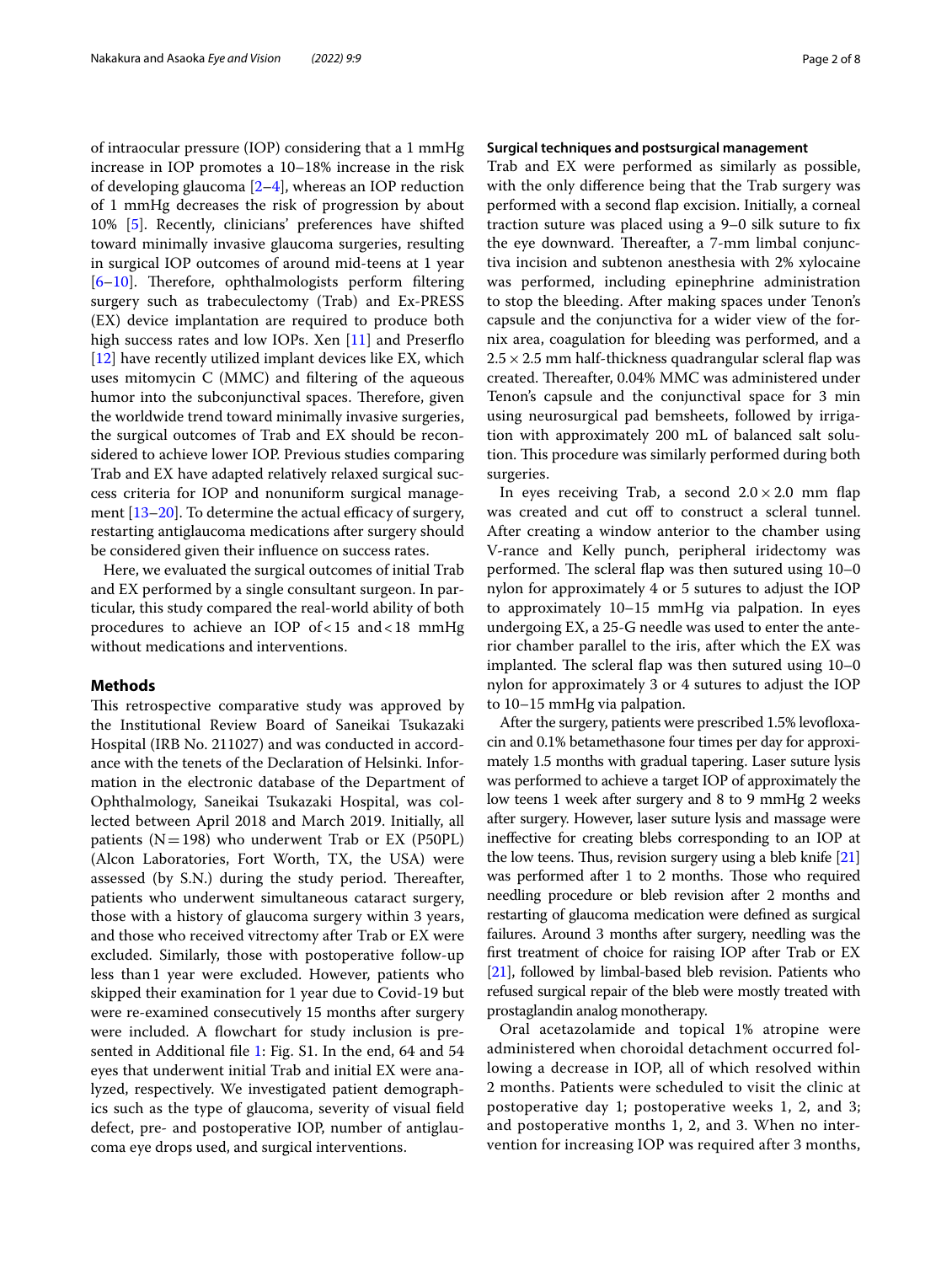of intraocular pressure (IOP) considering that a 1 mmHg increase in IOP promotes a 10–18% increase in the risk of developing glaucoma [2–4], whereas an IOP reduction of 1 mmHg decreases the risk of progression by about 10% [5]. Recently, clinicians' preferences have shifted toward minimally invasive glaucoma surgeries, resulting in surgical IOP outcomes of around mid-teens at 1 year [6–10]. Therefore, ophthalmologists perform filtering surgery such as trabeculectomy (Trab) and Ex-PRESS (EX) device implantation are required to produce both high success rates and low IOPs. Xen [11] and Preserflo [12] have recently utilized implant devices like EX, which uses mitomycin C (MMC) and filtering of the aqueous humor into the subconjunctival spaces. Therefore, given the worldwide trend toward minimally invasive surgeries, the surgical outcomes of Trab and EX should be reconsidered to achieve lower IOP. Previous studies comparing Trab and EX have adapted relatively relaxed surgical success criteria for IOP and nonuniform surgical management [13–20]. To determine the actual efficacy of surgery, restarting antiglaucoma medications after surgery should be considered given their influence on success rates.

Here, we evaluated the surgical outcomes of initial Trab and EX performed by a single consultant surgeon. In particular, this study compared the real-world ability of both procedures to achieve an IOP of < 15 and < 18 mmHg without medications and interventions.

## Methods

This retrospective comparative study was approved by the Institutional Review Board of Saneikai Tsukazaki Hospital (IRB No. 211027) and was conducted in accordance with the tenets of the Declaration of Helsinki. Information in the electronic database of the Department of Ophthalmology, Saneikai Tsukazaki Hospital, was collected between April 2018 and March 2019. Initially, all patients (N = 198) who underwent Trab or EX (P50PL) (Alcon Laboratories, Fort Worth, TX, the USA) were assessed (by S.N.) during the study period. Thereafter, patients who underwent simultaneous cataract surgery, those with a history of glaucoma surgery within 3 years, and those who received vitrectomy after Trab or EX were excluded. Similarly, those with postoperative follow-up less than 1 year were excluded. However, patients who skipped their examination for 1 year due to Covid-19 but were re-examined consecutively 15 months after surgery were included. A flowchart for study inclusion is presented in Additional file 1: Fig. S1. In the end, 64 and 54 eyes that underwent initial Trab and initial EX were analyzed, respectively. We investigated patient demographics such as the type of glaucoma, severity of visual field defect, pre- and postoperative IOP, number of antiglaucoma eye drops used, and surgical interventions.

### Surgical techniques and postsurgical management

Trab and EX were performed as similarly as possible, with the only difference being that the Trab surgery was performed with a second flap excision. Initially, a corneal traction suture was placed using a 9–0 silk suture to fix the eye downward. Thereafter, a 7-mm limbal conjunctiva incision and subtenon anesthesia with 2% xylocaine was performed, including epinephrine administration to stop the bleeding. After making spaces under Tenon's capsule and the conjunctiva for a wider view of the fornix area, coagulation for bleeding was performed, and a $2.5 \times 2.5$ mm half-thickness quadrangular scleral flap was created. Thereafter, 0.04% MMC was administered under Tenon's capsule and the conjunctival space for 3 min using neurosurgical pad bemsheets, followed by irrigation with approximately 200 mL of balanced salt solution. This procedure was similarly performed during both surgeries.

In eyes receiving Trab, a second $2.0 \times 2.0$ mm flap was created and cut off to construct a scleral tunnel. After creating a window anterior to the chamber using V-rance and Kelly punch, peripheral iridectomy was performed. The scleral flap was then sutured using 10–0 nylon for approximately 4 or 5 sutures to adjust the IOP to approximately 10–15 mmHg via palpation. In eyes undergoing EX, a 25-G needle was used to enter the anterior chamber parallel to the iris, after which the EX was implanted. The scleral flap was then sutured using 10–0 nylon for approximately 3 or 4 sutures to adjust the IOP to 10–15 mmHg via palpation.

After the surgery, patients were prescribed 1.5% levofloxacin and 0.1% betamethasone four times per day for approximately 1.5 months with gradual tapering. Laser suture lysis was performed to achieve a target IOP of approximately the low teens 1 week after surgery and 8 to 9 mmHg 2 weeks after surgery. However, laser suture lysis and massage were ineffective for creating blebs corresponding to an IOP at the low teens. Thus, revision surgery using a bleb knife [21] was performed after 1 to 2 months. Those who required needling procedure or bleb revision after 2 months and restarting of glaucoma medication were defined as surgical failures. Around 3 months after surgery, needling was the first treatment of choice for raising IOP after Trab or EX [21], followed by limbal-based bleb revision. Patients who refused surgical repair of the bleb were mostly treated with prostaglandin analog monotherapy.

Oral acetazolamide and topical 1% atropine were administered when choroidal detachment occurred following a decrease in IOP, all of which resolved within 2 months. Patients were scheduled to visit the clinic at postoperative day 1; postoperative weeks 1, 2, and 3; and postoperative months 1, 2, and 3. When no intervention for increasing IOP was required after 3 months,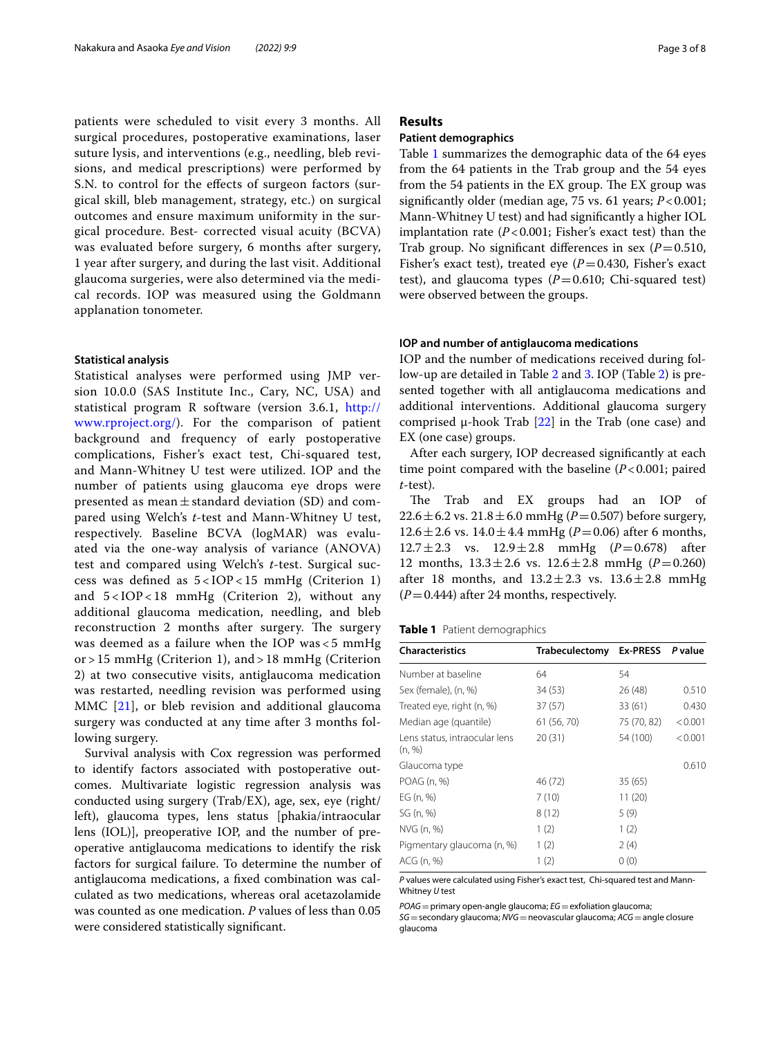patients were scheduled to visit every 3 months. All surgical procedures, postoperative examinations, laser suture lysis, and interventions (e.g., needling, bleb revisions, and medical prescriptions) were performed by S.N. to control for the effects of surgeon factors (surgical skill, bleb management, strategy, etc.) on surgical outcomes and ensure maximum uniformity in the surgical procedure. Best- corrected visual acuity (BCVA) was evaluated before surgery, 6 months after surgery, 1 year after surgery, and during the last visit. Additional glaucoma surgeries, were also determined via the medical records. IOP was measured using the Goldmann applanation tonometer.

### Statistical analysis

Statistical analyses were performed using JMP version 10.0.0 (SAS Institute Inc., Cary, NC, USA) and statistical program R software (version 3.6.1, http://www.rproject.org/). For the comparison of patient background and frequency of early postoperative complications, Fisher's exact test, Chi-squared test, and Mann-Whitney U test were utilized. IOP and the number of patients using glaucoma eye drops were presented as mean ± standard deviation (SD) and compared using Welch's *t*-test and Mann-Whitney U test, respectively. Baseline BCVA (logMAR) was evaluated via the one-way analysis of variance (ANOVA) test and compared using Welch's *t*-test. Surgical success was defined as $5 < \text{IOP} < 15$ mmHg (Criterion 1) and $5 < \text{IOP} < 18$ mmHg (Criterion 2), without any additional glaucoma medication, needling, and bleb reconstruction 2 months after surgery. The surgery was deemed as a failure when the IOP was < 5 mmHg or > 15 mmHg (Criterion 1), and > 18 mmHg (Criterion 2) at two consecutive visits, antiglaucoma medication was restarted, needling revision was performed using MMC [21], or bleb revision and additional glaucoma surgery was conducted at any time after 3 months following surgery.

Survival analysis with Cox regression was performed to identify factors associated with postoperative outcomes. Multivariate logistic regression analysis was conducted using surgery (Trab/EX), age, sex, eye (right/left), glaucoma types, lens status [phakia/intraocular lens (IOL)], preoperative IOP, and the number of preoperative antiglaucoma medications to identify the risk factors for surgical failure. To determine the number of antiglaucoma medications, a fixed combination was calculated as two medications, whereas oral acetazolamide was counted as one medication. *P* values of less than 0.05 were considered statistically significant.

## Results

### Patient demographics

Table 1 summarizes the demographic data of the 64 eyes from the 64 patients in the Trab group and the 54 eyes from the 54 patients in the EX group. The EX group was significantly older (median age, 75 vs. 61 years; $P < 0.001$; Mann-Whitney U test) and had significantly a higher IOL implantation rate ($P < 0.001$; Fisher's exact test) than the Trab group. No significant differences in sex ($P = 0.510$, Fisher's exact test), treated eye ($P = 0.430$, Fisher's exact test), and glaucoma types ($P = 0.610$; Chi-squared test) were observed between the groups.

### IOP and number of antiglaucoma medications

IOP and the number of medications received during follow-up are detailed in Table 2 and 3. IOP (Table 2) is presented together with all antiglaucoma medications and additional interventions. Additional glaucoma surgery comprised μ-hook Trab [22] in the Trab (one case) and EX (one case) groups.

After each surgery, IOP decreased significantly at each time point compared with the baseline ($P < 0.001$; paired *t*-test).

The Trab and EX groups had an IOP of 22.6 ± 6.2 vs. 21.8 ± 6.0 mmHg ($P = 0.507$) before surgery, 12.6 ± 2.6 vs. 14.0 ± 4.4 mmHg ($P = 0.06$) after 6 months, 12.7 ± 2.3 vs. 12.9 ± 2.8 mmHg ($P = 0.678$) after 12 months, 13.3 ± 2.6 vs. 12.6 ± 2.8 mmHg ($P = 0.260$) after 18 months, and 13.2 ± 2.3 vs. 13.6 ± 2.8 mmHg ($P = 0.444$) after 24 months, respectively.

**Table 1** Patient demographics

| Characteristics | Trabeculectomy | Ex-PRESS | *P* value |
|---|---|---|---|
| Number at baseline | 64 | 54 | |
| Sex (female), (n, %) | 34 (53) | 26 (48) | 0.510 |
| Treated eye, right (n, %) | 37 (57) | 33 (61) | 0.430 |
| Median age (quantile) | 61 (56, 70) | 75 (70, 82) | < 0.001 |
| Lens status, intraocular lens (n, %) | 20 (31) | 54 (100) | < 0.001 |
| Glaucoma type | | | 0.610 |
| POAG (n, %) | 46 (72) | 35 (65) | |
| EG (n, %) | 7 (10) | 11 (20) | |
| SG (n, %) | 8 (12) | 5 (9) | |
| NVG (n, %) | 1 (2) | 1 (2) | |
| Pigmentary glaucoma (n, %) | 1 (2) | 2 (4) | |
| ACG (n, %) | 1 (2) | 0 (0) | |

*P* values were calculated using Fisher's exact test, Chi-squared test and Mann-Whitney *U* test

*POAG* = primary open-angle glaucoma; *EG* = exfoliation glaucoma; *SG* = secondary glaucoma; *NVG* = neovascular glaucoma; *ACG* = angle closure glaucoma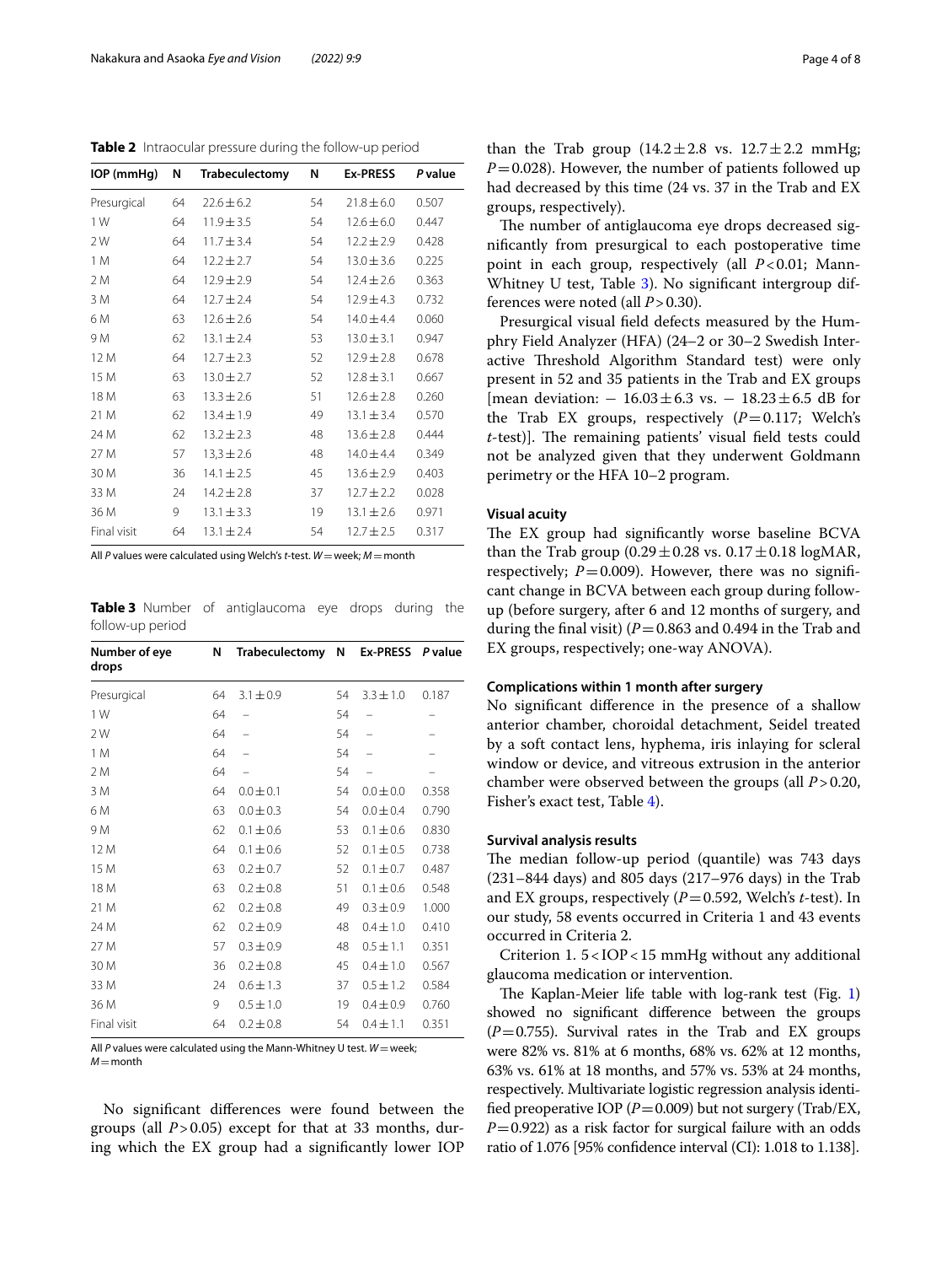**Table 2** Intraocular pressure during the follow-up period

| IOP (mmHg) | N | Trabeculectomy | N | Ex-PRESS | *P* value |
|---|---|---|---|---|---|
| Presurgical | 64 | 22.6 ± 6.2 | 54 | 21.8 ± 6.0 | 0.507 |
| 1 W | 64 | 11.9 ± 3.5 | 54 | 12.6 ± 6.0 | 0.447 |
| 2 W | 64 | 11.7 ± 3.4 | 54 | 12.2 ± 2.9 | 0.428 |
| 1 M | 64 | 12.2 ± 2.7 | 54 | 13.0 ± 3.6 | 0.225 |
| 2 M | 64 | 12.9 ± 2.9 | 54 | 12.4 ± 2.6 | 0.363 |
| 3 M | 64 | 12.7 ± 2.4 | 54 | 12.9 ± 4.3 | 0.732 |
| 6 M | 63 | 12.6 ± 2.6 | 54 | 14.0 ± 4.4 | 0.060 |
| 9 M | 62 | 13.1 ± 2.4 | 53 | 13.0 ± 3.1 | 0.947 |
| 12 M | 64 | 12.7 ± 2.3 | 52 | 12.9 ± 2.8 | 0.678 |
| 15 M | 63 | 13.0 ± 2.7 | 52 | 12.8 ± 3.1 | 0.667 |
| 18 M | 63 | 13.3 ± 2.6 | 51 | 12.6 ± 2.8 | 0.260 |
| 21 M | 62 | 13.4 ± 1.9 | 49 | 13.1 ± 3.4 | 0.570 |
| 24 M | 62 | 13.2 ± 2.3 | 48 | 13.6 ± 2.8 | 0.444 |
| 27 M | 57 | 13,3 ± 2.6 | 48 | 14.0 ± 4.4 | 0.349 |
| 30 M | 36 | 14.1 ± 2.5 | 45 | 13.6 ± 2.9 | 0.403 |
| 33 M | 24 | 14.2 ± 2.8 | 37 | 12.7 ± 2.2 | 0.028 |
| 36 M | 9 | 13.1 ± 3.3 | 19 | 13.1 ± 2.6 | 0.971 |
| Final visit | 64 | 13.1 ± 2.4 | 54 | 12.7 ± 2.5 | 0.317 |

All *P* values were calculated using Welch's *t*-test. *W* = week; *M* = month

**Table 3** Number of antiglaucoma eye drops during the follow-up period

| Number of eye drops | N | Trabeculectomy | N | Ex-PRESS | *P* value |
|---|---|---|---|---|---|
| Presurgical | 64 | 3.1 ± 0.9 | 54 | 3.3 ± 1.0 | 0.187 |
| 1 W | 64 | – | 54 | – | – |
| 2 W | 64 | – | 54 | – | – |
| 1 M | 64 | – | 54 | – | – |
| 2 M | 64 | – | 54 | – | – |
| 3 M | 64 | 0.0 ± 0.1 | 54 | 0.0 ± 0.0 | 0.358 |
| 6 M | 63 | 0.0 ± 0.3 | 54 | 0.0 ± 0.4 | 0.790 |
| 9 M | 62 | 0.1 ± 0.6 | 53 | 0.1 ± 0.6 | 0.830 |
| 12 M | 64 | 0.1 ± 0.6 | 52 | 0.1 ± 0.5 | 0.738 |
| 15 M | 63 | 0.2 ± 0.7 | 52 | 0.1 ± 0.7 | 0.487 |
| 18 M | 63 | 0.2 ± 0.8 | 51 | 0.1 ± 0.6 | 0.548 |
| 21 M | 62 | 0.2 ± 0.8 | 49 | 0.3 ± 0.9 | 1.000 |
| 24 M | 62 | 0.2 ± 0.9 | 48 | 0.4 ± 1.0 | 0.410 |
| 27 M | 57 | 0.3 ± 0.9 | 48 | 0.5 ± 1.1 | 0.351 |
| 30 M | 36 | 0.2 ± 0.8 | 45 | 0.4 ± 1.0 | 0.567 |
| 33 M | 24 | 0.6 ± 1.3 | 37 | 0.5 ± 1.2 | 0.584 |
| 36 M | 9 | 0.5 ± 1.0 | 19 | 0.4 ± 0.9 | 0.760 |
| Final visit | 64 | 0.2 ± 0.8 | 54 | 0.4 ± 1.1 | 0.351 |

All *P* values were calculated using the Mann-Whitney U test. *W* = week; *M* = month

No significant differences were found between the groups (all $P > 0.05$) except for that at 33 months, during which the EX group had a significantly lower IOP than the Trab group (14.2 ± 2.8 vs. 12.7 ± 2.2 mmHg; $P = 0.028$). However, the number of patients followed up had decreased by this time (24 vs. 37 in the Trab and EX groups, respectively).

The number of antiglaucoma eye drops decreased significantly from presurgical to each postoperative time point in each group, respectively (all $P < 0.01$; Mann-Whitney U test, Table 3). No significant intergroup differences were noted (all $P > 0.30$).

Presurgical visual field defects measured by the Humphry Field Analyzer (HFA) (24–2 or 30–2 Swedish Interactive Threshold Algorithm Standard test) were only present in 52 and 35 patients in the Trab and EX groups [mean deviation: − 16.03 ± 6.3 vs. − 18.23 ± 6.5 dB for the Trab EX groups, respectively ($P = 0.117$; Welch's *t*-test)]. The remaining patients' visual field tests could not be analyzed given that they underwent Goldmann perimetry or the HFA 10–2 program.

### Visual acuity

The EX group had significantly worse baseline BCVA than the Trab group (0.29 ± 0.28 vs. 0.17 ± 0.18 logMAR, respectively; $P = 0.009$). However, there was no significant change in BCVA between each group during follow-up (before surgery, after 6 and 12 months of surgery, and during the final visit) ($P = 0.863$ and 0.494 in the Trab and EX groups, respectively; one-way ANOVA).

### Complications within 1 month after surgery

No significant difference in the presence of a shallow anterior chamber, choroidal detachment, Seidel treated by a soft contact lens, hyphema, iris inlaying for scleral window or device, and vitreous extrusion in the anterior chamber were observed between the groups (all $P > 0.20$, Fisher's exact test, Table 4).

### Survival analysis results

The median follow-up period (quantile) was 743 days (231–844 days) and 805 days (217–976 days) in the Trab and EX groups, respectively ($P = 0.592$, Welch's *t*-test). In our study, 58 events occurred in Criteria 1 and 43 events occurred in Criteria 2.

Criterion 1. 5 < IOP < 15 mmHg without any additional glaucoma medication or intervention.

The Kaplan-Meier life table with log-rank test (Fig. 1) showed no significant difference between the groups ($P = 0.755$). Survival rates in the Trab and EX groups were 82% vs. 81% at 6 months, 68% vs. 62% at 12 months, 63% vs. 61% at 18 months, and 57% vs. 53% at 24 months, respectively. Multivariate logistic regression analysis identified preoperative IOP ($P = 0.009$) but not surgery (Trab/EX, $P = 0.922$) as a risk factor for surgical failure with an odds ratio of 1.076 [95% confidence interval (CI): 1.018 to 1.138].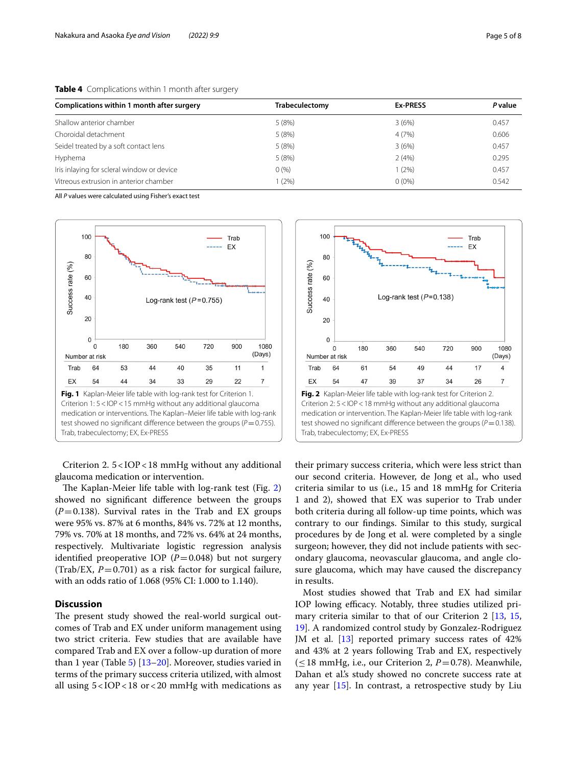**Table 4** Complications within 1 month after surgery

| Complications within 1 month after surgery | Trabeculectomy | Ex-PRESS | *P* value |
|---|---|---|---|
| Shallow anterior chamber | 5 (8%) | 3 (6%) | 0.457 |
| Choroidal detachment | 5 (8%) | 4 (7%) | 0.606 |
| Seidel treated by a soft contact lens | 5 (8%) | 3 (6%) | 0.457 |
| Hyphema | 5 (8%) | 2 (4%) | 0.295 |
| Iris inlaying for scleral window or device | 0 (%) | 1 (2%) | 0.457 |
| Vitreous extrusion in anterior chamber | 1 (2%) | 0 (0%) | 0.542 |

All *P* values were calculated using Fisher's exact test

**Fig. 1** Kaplan-Meier life table with log-rank test for Criterion 1. Criterion 1: $5 < \text{IOP} < 15$ mmHg without any additional glaucoma medication or interventions. The Kaplan–Meier life table with log-rank test showed no significant difference between the groups ($P = 0.755$). Trab, trabeculectomy; EX, Ex-PRESS

**Fig. 2** Kaplan-Meier life table with log-rank test for Criterion 2. Criterion 2: $5 < \text{IOP} < 18$ mmHg without any additional glaucoma medication or intervention. The Kaplan-Meier life table with log-rank test showed no significant difference between the groups ($P = 0.138$). Trab, trabeculectomy; EX, Ex-PRESS

Criterion 2. $5 < \text{IOP} < 18$ mmHg without any additional glaucoma medication or intervention.

The Kaplan-Meier life table with log-rank test (Fig. 2) showed no significant difference between the groups ($P = 0.138$). Survival rates in the Trab and EX groups were 95% vs. 87% at 6 months, 84% vs. 72% at 12 months, 79% vs. 70% at 18 months, and 72% vs. 64% at 24 months, respectively. Multivariate logistic regression analysis identified preoperative IOP ($P = 0.048$) but not surgery (Trab/EX, $P = 0.701$) as a risk factor for surgical failure, with an odds ratio of 1.068 (95% CI: 1.000 to 1.140).

## Discussion

The present study showed the real-world surgical outcomes of Trab and EX under uniform management using two strict criteria. Few studies that are available have compared Trab and EX over a follow-up duration of more than 1 year (Table 5) [13–20]. Moreover, studies varied in terms of the primary success criteria utilized, with almost all using $5 < \text{IOP} < 18$ or $< 20$ mmHg with medications as their primary success criteria, which were less strict than our second criteria. However, de Jong et al., who used criteria similar to us (i.e., 15 and 18 mmHg for Criteria 1 and 2), showed that EX was superior to Trab under both criteria during all follow-up time points, which was contrary to our findings. Similar to this study, surgical procedures by de Jong et al. were completed by a single surgeon; however, they did not include patients with secondary glaucoma, neovascular glaucoma, and angle closure glaucoma, which may have caused the discrepancy in results.

Most studies showed that Trab and EX had similar IOP lowering efficacy. Notably, three studies utilized primary criteria similar to that of our Criterion 2 [13, 15, 19]. A randomized control study by Gonzalez-Rodriguez JM et al. [13] reported primary success rates of 42% and 43% at 2 years following Trab and EX, respectively ($\leq 18$ mmHg, i.e., our Criterion 2, $P = 0.78$). Meanwhile, Dahan et al.'s study showed no concrete success rate at any year [15]. In contrast, a retrospective study by Liu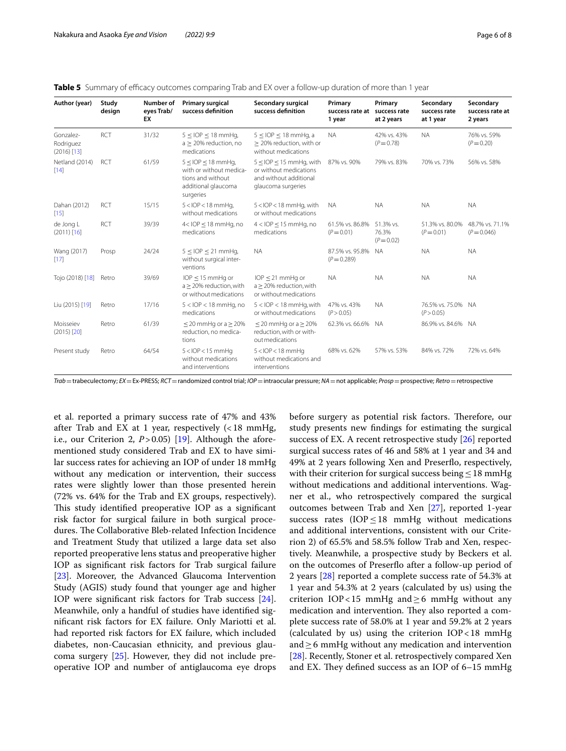**Table 5** Summary of efficacy outcomes comparing Trab and EX over a follow-up duration of more than 1 year

| Author (year) | Study design | Number of eyes Trab/EX | Primary surgical success definition | Secondary surgical success definition | Primary success rate at 1 year | Primary success rate at 2 years | Secondary success rate at 1 year | Secondary success rate at 2 years |
|---|---|---|---|---|---|---|---|---|
| Gonzalez-Rodriguez (2016) [13] | RCT | 31/32 | $5 \leq IOP \leq 18$ mmHg, a $\geq$ 20% reduction, no medications | $5 \leq IOP \leq 18$ mmHg, a $\geq$ 20% reduction, with or without medications | NA | 42% vs. 43% ($P = 0.78$) | NA | 76% vs. 59% ($P = 0.20$) |
| Netland (2014) [14] | RCT | 61/59 | $5 \leq IOP \leq 18$ mmHg, with or without medications and without additional glaucoma surgeries | $5 \leq IOP \leq 15$ mmHg, with or without medications and without additional glaucoma surgeries | 87% vs. 90% | 79% vs. 83% | 70% vs. 73% | 56% vs. 58% |
| Dahan (2012) [15] | RCT | 15/15 | $5 < IOP < 18$ mmHg, without medications | $5 < IOP < 18$ mmHg, with or without medications | NA | NA | NA | NA |
| de Jong L (2011) [16] | RCT | 39/39 | $4 < IOP \leq 18$ mmHg, no medications | $4 < IOP \leq 15$ mmHg, no medications | 61.5% vs. 86.8% ($P = 0.01$) | 51.3% vs. 76.3% ($P = 0.02$) | 51.3% vs. 80.0% ($P = 0.01$) | 48.7% vs. 71.1% ($P = 0.046$) |
| Wang (2017) [17] | Prosp | 24/24 | $5 \leq IOP \leq 21$ mmHg, without surgical interventions | NA | 87.5% vs. 95.8% ($P = 0.289$) | NA | NA | NA |
| Tojo (2018) [18] | Retro | 39/69 | $IOP \leq 15$ mmHg or a $\geq$ 20% reduction, with or without medications | $IOP \leq 21$ mmHg or a $\geq$ 20% reduction, with or without medications | NA | NA | NA | NA |
| Liu (2015) [19] | Retro | 17/16 | $5 < IOP < 18$ mmHg, no medications | $5 < IOP < 18$ mmHg, with or without medications | 47% vs. 43% ($P > 0.05$) | NA | 76.5% vs. 75.0% ($P > 0.05$) | NA |
| Moisseiev (2015) [20] | Retro | 61/39 | $\leq 20$ mmHg or a $\geq$ 20% reduction, no medications | $\leq 20$ mmHg or a $\geq$ 20% reduction, with or without medications | 62.3% vs. 66.6% | NA | 86.9% vs. 84.6% | NA |
| Present study | Retro | 64/54 | $5 < IOP < 15$ mmHg without medications and interventions | $5 < IOP < 18$ mmHg without medications and interventions | 68% vs. 62% | 57% vs. 53% | 84% vs. 72% | 72% vs. 64% |

*Trab* = trabeculectomy; *EX* = Ex-PRESS; *RCT* = randomized control trial; *IOP* = intraocular pressure; *NA* = not applicable; *Prosp* = prospective; *Retro* = retrospective

et al. reported a primary success rate of 47% and 43% after Trab and EX at 1 year, respectively (< 18 mmHg, i.e., our Criterion 2, $P > 0.05$) [19]. Although the aforementioned study considered Trab and EX to have similar success rates for achieving an IOP of under 18 mmHg without any medication or intervention, their success rates were slightly lower than those presented herein (72% vs. 64% for the Trab and EX groups, respectively). This study identified preoperative IOP as a significant risk factor for surgical failure in both surgical procedures. The Collaborative Bleb-related Infection Incidence and Treatment Study that utilized a large data set also reported preoperative lens status and preoperative higher IOP as significant risk factors for Trab surgical failure [23]. Moreover, the Advanced Glaucoma Intervention Study (AGIS) study found that younger age and higher IOP were significant risk factors for Trab success [24]. Meanwhile, only a handful of studies have identified significant risk factors for EX failure. Only Mariotti et al. had reported risk factors for EX failure, which included diabetes, non-Caucasian ethnicity, and previous glaucoma surgery [25]. However, they did not include preoperative IOP and number of antiglaucoma eye drops before surgery as potential risk factors. Therefore, our study presents new findings for estimating the surgical success of EX. A recent retrospective study [26] reported surgical success rates of 46 and 58% at 1 year and 34 and 49% at 2 years following Xen and Preserflo, respectively, with their criterion for surgical success being ≤ 18 mmHg without medications and additional interventions. Wagner et al., who retrospectively compared the surgical outcomes between Trab and Xen [27], reported 1-year success rates (IOP ≤ 18 mmHg without medications and additional interventions, consistent with our Criterion 2) of 65.5% and 58.5% follow Trab and Xen, respectively. Meanwhile, a prospective study by Beckers et al. on the outcomes of Preserflo after a follow-up period of 2 years [28] reported a complete success rate of 54.3% at 1 year and 54.3% at 2 years (calculated by us) using the criterion IOP < 15 mmHg and ≥ 6 mmHg without any medication and intervention. They also reported a complete success rate of 58.0% at 1 year and 59.2% at 2 years (calculated by us) using the criterion IOP < 18 mmHg and ≥ 6 mmHg without any medication and intervention [28]. Recently, Stoner et al. retrospectively compared Xen and EX. They defined success as an IOP of 6–15 mmHg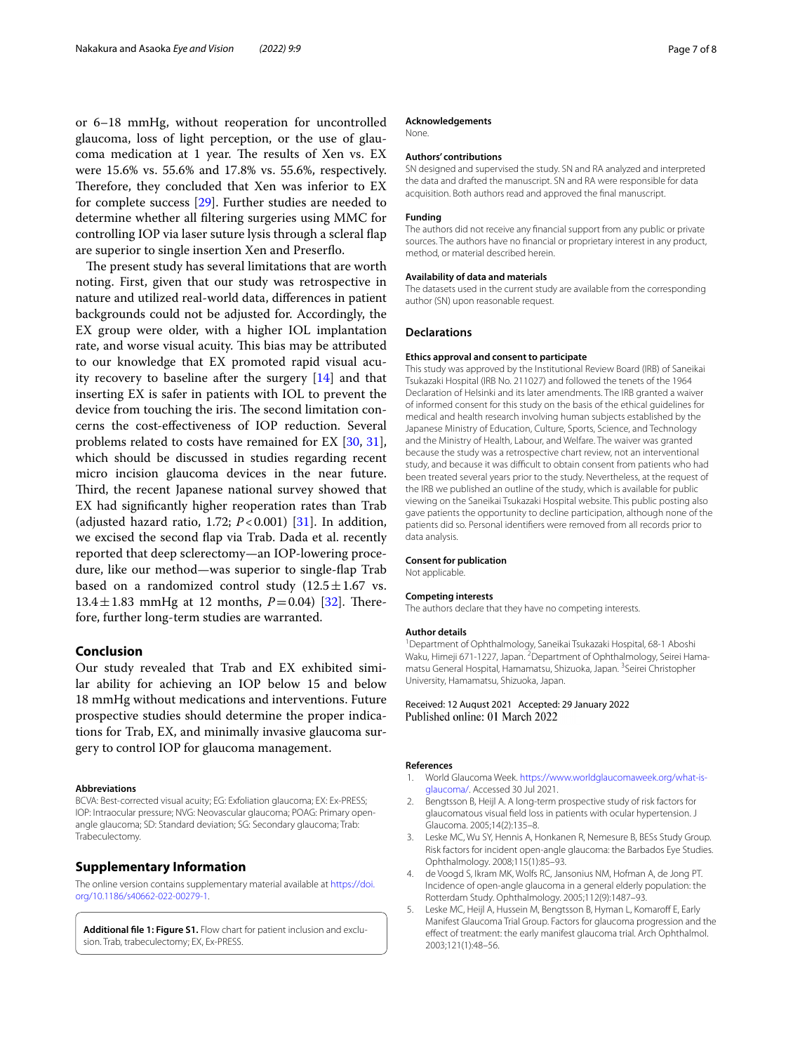or 6–18 mmHg, without reoperation for uncontrolled glaucoma, loss of light perception, or the use of glaucoma medication at 1 year. The results of Xen vs. EX were 15.6% vs. 55.6% and 17.8% vs. 55.6%, respectively. Therefore, they concluded that Xen was inferior to EX for complete success [29]. Further studies are needed to determine whether all filtering surgeries using MMC for controlling IOP via laser suture lysis through a scleral flap are superior to single insertion Xen and Preserflo.

The present study has several limitations that are worth noting. First, given that our study was retrospective in nature and utilized real-world data, differences in patient backgrounds could not be adjusted for. Accordingly, the EX group were older, with a higher IOL implantation rate, and worse visual acuity. This bias may be attributed to our knowledge that EX promoted rapid visual acuity recovery to baseline after the surgery [14] and that inserting EX is safer in patients with IOL to prevent the device from touching the iris. The second limitation concerns the cost-effectiveness of IOP reduction. Several problems related to costs have remained for EX [30, 31], which should be discussed in studies regarding recent micro incision glaucoma devices in the near future. Third, the recent Japanese national survey showed that EX had significantly higher reoperation rates than Trab (adjusted hazard ratio, 1.72; $P<0.001$) [31]. In addition, we excised the second flap via Trab. Dada et al. recently reported that deep sclerectomy—an IOP-lowering procedure, like our method—was superior to single-flap Trab based on a randomized control study ($12.5 \pm 1.67$ vs. $13.4 \pm 1.83$ mmHg at 12 months, $P=0.04$) [32]. Therefore, further long-term studies are warranted.

## Conclusion

Our study revealed that Trab and EX exhibited similar ability for achieving an IOP below 15 and below 18 mmHg without medications and interventions. Future prospective studies should determine the proper indications for Trab, EX, and minimally invasive glaucoma surgery to control IOP for glaucoma management.

#### Abbreviations

BCVA: Best-corrected visual acuity; EG: Exfoliation glaucoma; EX: Ex-PRESS; IOP: Intraocular pressure; NVG: Neovascular glaucoma; POAG: Primary open-angle glaucoma; SD: Standard deviation; SG: Secondary glaucoma; Trab: Trabeculectomy.

## Supplementary Information

The online version contains supplementary material available at https://doi.org/10.1186/s40662-022-00279-1.

**Additional file 1: Figure S1.** Flow chart for patient inclusion and exclusion. Trab, trabeculectomy; EX, Ex-PRESS.

#### Acknowledgements

None.

#### Authors' contributions

SN designed and supervised the study. SN and RA analyzed and interpreted the data and drafted the manuscript. SN and RA were responsible for data acquisition. Both authors read and approved the final manuscript.

#### Funding

The authors did not receive any financial support from any public or private sources. The authors have no financial or proprietary interest in any product, method, or material described herein.

#### Availability of data and materials

The datasets used in the current study are available from the corresponding author (SN) upon reasonable request.

## Declarations

#### Ethics approval and consent to participate

This study was approved by the Institutional Review Board (IRB) of Saneikai Tsukazaki Hospital (IRB No. 211027) and followed the tenets of the 1964 Declaration of Helsinki and its later amendments. The IRB granted a waiver of informed consent for this study on the basis of the ethical guidelines for medical and health research involving human subjects established by the Japanese Ministry of Education, Culture, Sports, Science, and Technology and the Ministry of Health, Labour, and Welfare. The waiver was granted because the study was a retrospective chart review, not an interventional study, and because it was difficult to obtain consent from patients who had been treated several years prior to the study. Nevertheless, at the request of the IRB we published an outline of the study, which is available for public viewing on the Saneikai Tsukazaki Hospital website. This public posting also gave patients the opportunity to decline participation, although none of the patients did so. Personal identifiers were removed from all records prior to data analysis.

#### Consent for publication

Not applicable.

#### Competing interests

The authors declare that they have no competing interests.

#### Author details

[1] Department of Ophthalmology, Saneikai Tsukazaki Hospital, 68-1 Aboshi Waku, Himeji 671-1227, Japan. [2] Department of Ophthalmology, Seirei Hamamatsu General Hospital, Hamamatsu, Shizuoka, Japan. [3] Seirei Christopher University, Hamamatsu, Shizuoka, Japan.

Received: 12 August 2021 Accepted: 29 January 2022
Published online: 01 March 2022

#### References

1. World Glaucoma Week. https://www.worldglaucomaweek.org/what-is-glaucoma/. Accessed 30 Jul 2021.
2. Bengtsson B, Heijl A. A long-term prospective study of risk factors for glaucomatous visual field loss in patients with ocular hypertension. J Glaucoma. 2005;14(2):135–8.
3. Leske MC, Wu SY, Hennis A, Honkanen R, Nemesure B, BESs Study Group. Risk factors for incident open-angle glaucoma: the Barbados Eye Studies. Ophthalmology. 2008;115(1):85–93.
4. de Voogd S, Ikram MK, Wolfs RC, Jansonius NM, Hofman A, de Jong PT. Incidence of open-angle glaucoma in a general elderly population: the Rotterdam Study. Ophthalmology. 2005;112(9):1487–93.
5. Leske MC, Heijl A, Hussein M, Bengtsson B, Hyman L, Komaroff E, Early Manifest Glaucoma Trial Group. Factors for glaucoma progression and the effect of treatment: the early manifest glaucoma trial. Arch Ophthalmol. 2003;121(1):48–56.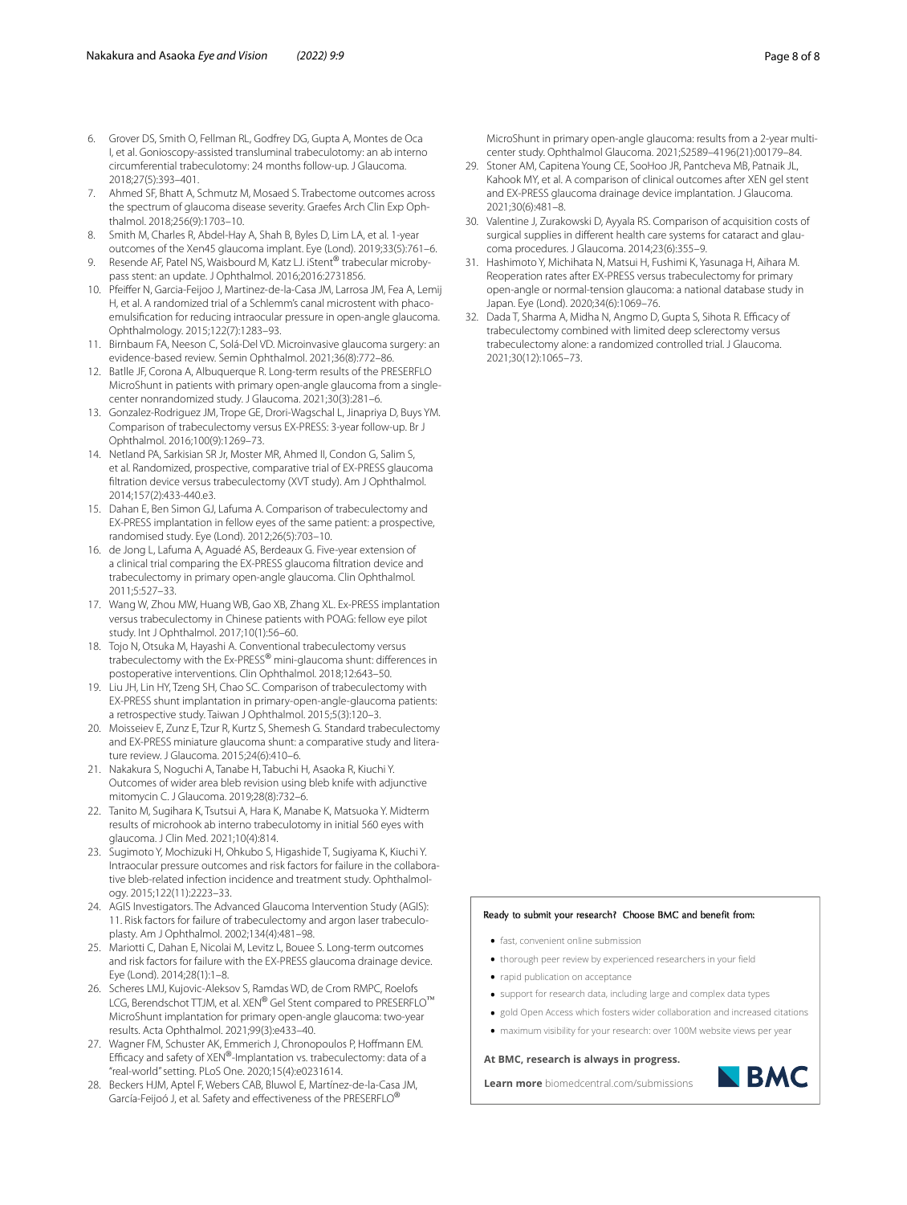6. Grover DS, Smith O, Fellman RL, Godfrey DG, Gupta A, Montes de Oca I, et al. Gonioscopy-assisted transluminal trabeculotomy: an ab interno circumferential trabeculotomy: 24 months follow-up. J Glaucoma. 2018;27(5):393–401.
7. Ahmed SF, Bhatt A, Schmutz M, Mosaed S. Trabectome outcomes across the spectrum of glaucoma disease severity. Graefes Arch Clin Exp Ophthalmol. 2018;256(9):1703–10.
8. Smith M, Charles R, Abdel-Hay A, Shah B, Byles D, Lim LA, et al. 1-year outcomes of the Xen45 glaucoma implant. Eye (Lond). 2019;33(5):761–6.
9. Resende AF, Patel NS, Waisbourd M, Katz LJ. iStent® trabecular microbypass stent: an update. J Ophthalmol. 2016;2016:2731856.
10. Pfeiffer N, Garcia-Feijoo J, Martinez-de-la-Casa JM, Larrosa JM, Fea A, Lemij H, et al. A randomized trial of a Schlemm's canal microstent with phacoemulsification for reducing intraocular pressure in open-angle glaucoma. Ophthalmology. 2015;122(7):1283–93.
11. Birnbaum FA, Neeson C, Solá-Del VD. Microinvasive glaucoma surgery: an evidence-based review. Semin Ophthalmol. 2021;36(8):772–86.
12. Batlle JF, Corona A, Albuquerque R. Long-term results of the PRESERFLO MicroShunt in patients with primary open-angle glaucoma from a single-center nonrandomized study. J Glaucoma. 2021;30(3):281–6.
13. Gonzalez-Rodriguez JM, Trope GE, Drori-Wagschal L, Jinapriya D, Buys YM. Comparison of trabeculectomy versus EX-PRESS: 3-year follow-up. Br J Ophthalmol. 2016;100(9):1269–73.
14. Netland PA, Sarkisian SR Jr, Moster MR, Ahmed II, Condon G, Salim S, et al. Randomized, prospective, comparative trial of EX-PRESS glaucoma filtration device versus trabeculectomy (XVT study). Am J Ophthalmol. 2014;157(2):433-440.e3.
15. Dahan E, Ben Simon GJ, Lafuma A. Comparison of trabeculectomy and EX-PRESS implantation in fellow eyes of the same patient: a prospective, randomised study. Eye (Lond). 2012;26(5):703–10.
16. de Jong L, Lafuma A, Aguadé AS, Berdeaux G. Five-year extension of a clinical trial comparing the EX-PRESS glaucoma filtration device and trabeculectomy in primary open-angle glaucoma. Clin Ophthalmol. 2011;5:527–33.
17. Wang W, Zhou MW, Huang WB, Gao XB, Zhang XL. Ex-PRESS implantation versus trabeculectomy in Chinese patients with POAG: fellow eye pilot study. Int J Ophthalmol. 2017;10(1):56–60.
18. Tojo N, Otsuka M, Hayashi A. Conventional trabeculectomy versus trabeculectomy with the Ex-PRESS® mini-glaucoma shunt: differences in postoperative interventions. Clin Ophthalmol. 2018;12:643–50.
19. Liu JH, Lin HY, Tzeng SH, Chao SC. Comparison of trabeculectomy with EX-PRESS shunt implantation in primary-open-angle-glaucoma patients: a retrospective study. Taiwan J Ophthalmol. 2015;5(3):120–3.
20. Moisseiev E, Zunz E, Tzur R, Kurtz S, Shemesh G. Standard trabeculectomy and EX-PRESS miniature glaucoma shunt: a comparative study and literature review. J Glaucoma. 2015;24(6):410–6.
21. Nakakura S, Noguchi A, Tanabe H, Tabuchi H, Asaoka R, Kiuchi Y. Outcomes of wider area bleb revision using bleb knife with adjunctive mitomycin C. J Glaucoma. 2019;28(8):732–6.
22. Tanito M, Sugihara K, Tsutsui A, Hara K, Manabe K, Matsuoka Y. Midterm results of microhook ab interno trabeculotomy in initial 560 eyes with glaucoma. J Clin Med. 2021;10(4):814.
23. Sugimoto Y, Mochizuki H, Ohkubo S, Higashide T, Sugiyama K, Kiuchi Y. Intraocular pressure outcomes and risk factors for failure in the collaborative bleb-related infection incidence and treatment study. Ophthalmology. 2015;122(11):2223–33.
24. AGIS Investigators. The Advanced Glaucoma Intervention Study (AGIS): 11. Risk factors for failure of trabeculectomy and argon laser trabeculoplasty. Am J Ophthalmol. 2002;134(4):481–98.
25. Mariotti C, Dahan E, Nicolai M, Levitz L, Bouee S. Long-term outcomes and risk factors for failure with the EX-PRESS glaucoma drainage device. Eye (Lond). 2014;28(1):1–8.
26. Scheres LMJ, Kujovic-Aleksov S, Ramdas WD, de Crom RMPC, Roelofs LCG, Berendschot TTJM, et al. XEN® Gel Stent compared to PRESERFLO™ MicroShunt implantation for primary open-angle glaucoma: two-year results. Acta Ophthalmol. 2021;99(3):e433–40.
27. Wagner FM, Schuster AK, Emmerich J, Chronopoulos P, Hoffmann EM. Efficacy and safety of XEN®-Implantation vs. trabeculectomy: data of a "real-world" setting. PLoS One. 2020;15(4):e0231614.
28. Beckers HJM, Aptel F, Webers CAB, Bluwol E, Martínez-de-la-Casa JM, García-Feijoó J, et al. Safety and effectiveness of the PRESERFLO® MicroShunt in primary open-angle glaucoma: results from a 2-year multicenter study. Ophthalmol Glaucoma. 2021;S2589–4196(21):00179–84.
29. Stoner AM, Capitena Young CE, SooHoo JR, Pantcheva MB, Patnaik JL, Kahook MY, et al. A comparison of clinical outcomes after XEN gel stent and EX-PRESS glaucoma drainage device implantation. J Glaucoma. 2021;30(6):481–8.
30. Valentine J, Zurakowski D, Ayyala RS. Comparison of acquisition costs of surgical supplies in different health care systems for cataract and glaucoma procedures. J Glaucoma. 2014;23(6):355–9.
31. Hashimoto Y, Michihata N, Matsui H, Fushimi K, Yasunaga H, Aihara M. Reoperation rates after EX-PRESS versus trabeculectomy for primary open-angle or normal-tension glaucoma: a national database study in Japan. Eye (Lond). 2020;34(6):1069–76.
32. Dada T, Sharma A, Midha N, Angmo D, Gupta S, Sihota R. Efficacy of trabeculectomy combined with limited deep sclerectomy versus trabeculectomy alone: a randomized controlled trial. J Glaucoma. 2021;30(12):1065–73.

Ready to submit your research? Choose BMC and benefit from:

- fast, convenient online submission
- thorough peer review by experienced researchers in your field
- rapid publication on acceptance
- support for research data, including large and complex data types
- gold Open Access which fosters wider collaboration and increased citations
- maximum visibility for your research: over 100M website views per year

**At BMC, research is always in progress.**

**Learn more** biomedcentral.com/submissions